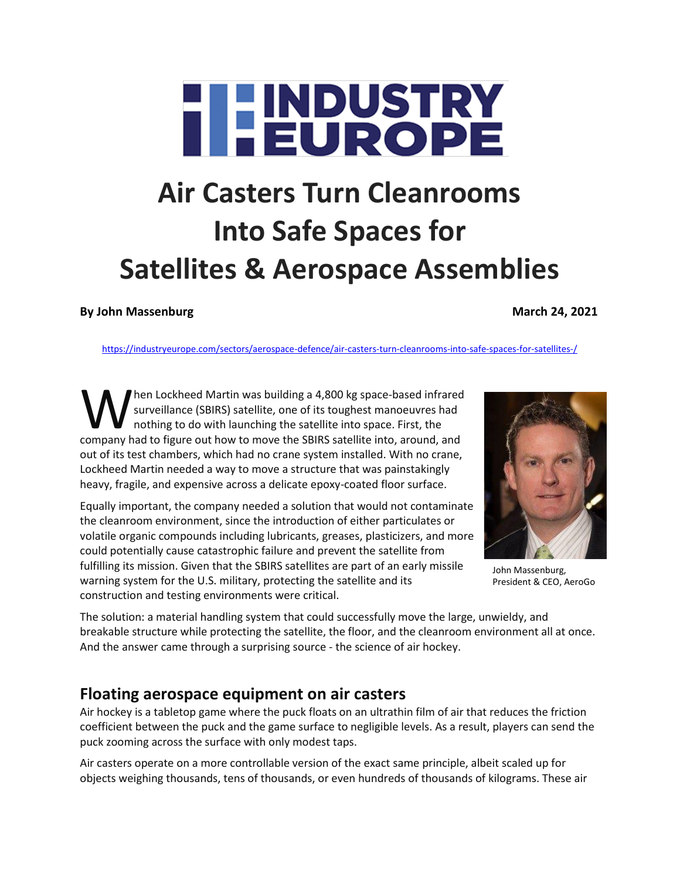INDUSTRY EUROPE

# Air Casters Turn Cleanrooms Into Safe Spaces for Satellites & Aerospace Assemblies

**By John Massenburg** **March 24, 2021**

https://industryeurope.com/sectors/aerospace-defence/air-casters-turn-cleanrooms-into-safe-spaces-for-satellites-/

When Lockheed Martin was building a 4,800 kg space-based infrared surveillance (SBIRS) satellite, one of its toughest manoeuvres had nothing to do with launching the satellite into space. First, the company had to figure out how to move the SBIRS satellite into, around, and out of its test chambers, which had no crane system installed. With no crane, Lockheed Martin needed a way to move a structure that was painstakingly heavy, fragile, and expensive across a delicate epoxy-coated floor surface.

Equally important, the company needed a solution that would not contaminate the cleanroom environment, since the introduction of either particulates or volatile organic compounds including lubricants, greases, plasticizers, and more could potentially cause catastrophic failure and prevent the satellite from fulfilling its mission. Given that the SBIRS satellites are part of an early missile warning system for the U.S. military, protecting the satellite and its construction and testing environments were critical.

John Massenburg, President & CEO, AeroGo

The solution: a material handling system that could successfully move the large, unwieldy, and breakable structure while protecting the satellite, the floor, and the cleanroom environment all at once. And the answer came through a surprising source - the science of air hockey.

## Floating aerospace equipment on air casters

Air hockey is a tabletop game where the puck floats on an ultrathin film of air that reduces the friction coefficient between the puck and the game surface to negligible levels. As a result, players can send the puck zooming across the surface with only modest taps.

Air casters operate on a more controllable version of the exact same principle, albeit scaled up for objects weighing thousands, tens of thousands, or even hundreds of thousands of kilograms. These air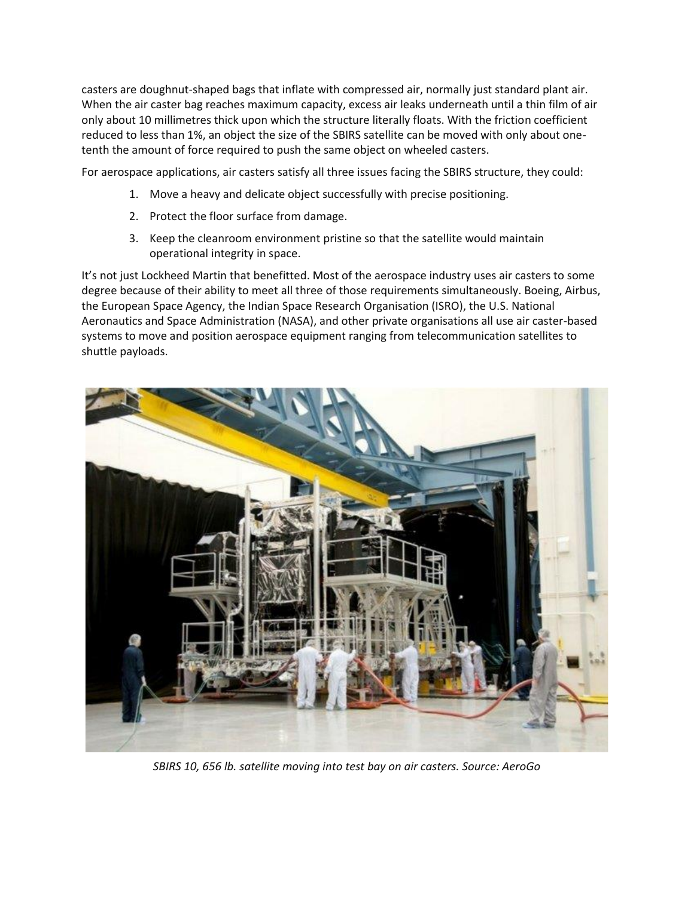casters are doughnut-shaped bags that inflate with compressed air, normally just standard plant air. When the air caster bag reaches maximum capacity, excess air leaks underneath until a thin film of air only about 10 millimetres thick upon which the structure literally floats. With the friction coefficient reduced to less than 1%, an object the size of the SBIRS satellite can be moved with only about one-tenth the amount of force required to push the same object on wheeled casters.

For aerospace applications, air casters satisfy all three issues facing the SBIRS structure, they could:

1. Move a heavy and delicate object successfully with precise positioning.
2. Protect the floor surface from damage.
3. Keep the cleanroom environment pristine so that the satellite would maintain operational integrity in space.

It's not just Lockheed Martin that benefitted. Most of the aerospace industry uses air casters to some degree because of their ability to meet all three of those requirements simultaneously. Boeing, Airbus, the European Space Agency, the Indian Space Research Organisation (ISRO), the U.S. National Aeronautics and Space Administration (NASA), and other private organisations all use air caster-based systems to move and position aerospace equipment ranging from telecommunication satellites to shuttle payloads.

*SBIRS 10, 656 lb. satellite moving into test bay on air casters. Source: AeroGo*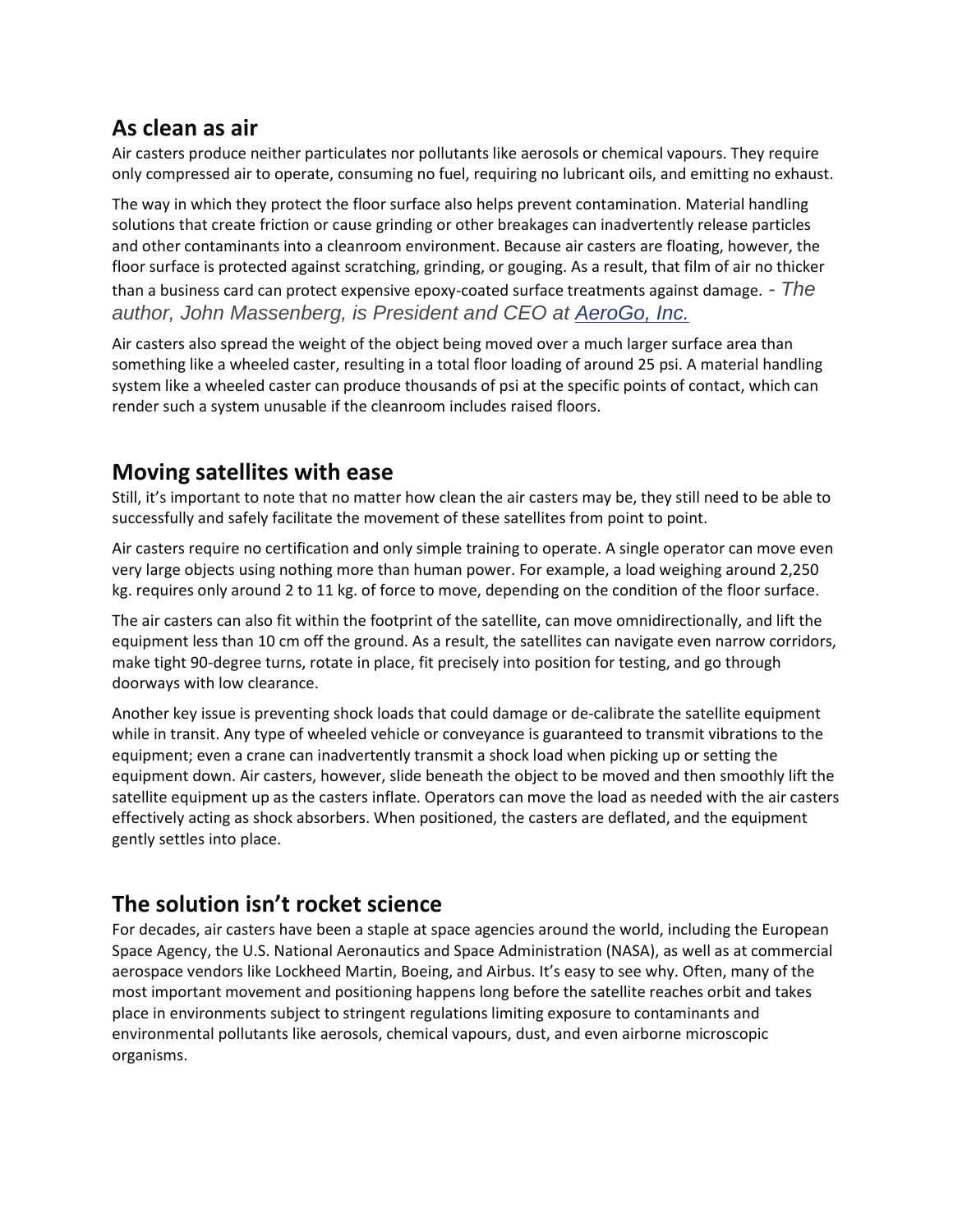## As clean as air

Air casters produce neither particulates nor pollutants like aerosols or chemical vapours. They require only compressed air to operate, consuming no fuel, requiring no lubricant oils, and emitting no exhaust.

The way in which they protect the floor surface also helps prevent contamination. Material handling solutions that create friction or cause grinding or other breakages can inadvertently release particles and other contaminants into a cleanroom environment. Because air casters are floating, however, the floor surface is protected against scratching, grinding, or gouging. As a result, that film of air no thicker than a business card can protect expensive epoxy-coated surface treatments against damage. *- The author, John Massenberg, is President and CEO at [AeroGo, Inc.](AeroGo, Inc.)*

Air casters also spread the weight of the object being moved over a much larger surface area than something like a wheeled caster, resulting in a total floor loading of around 25 psi. A material handling system like a wheeled caster can produce thousands of psi at the specific points of contact, which can render such a system unusable if the cleanroom includes raised floors.

## Moving satellites with ease

Still, it's important to note that no matter how clean the air casters may be, they still need to be able to successfully and safely facilitate the movement of these satellites from point to point.

Air casters require no certification and only simple training to operate. A single operator can move even very large objects using nothing more than human power. For example, a load weighing around 2,250 kg. requires only around 2 to 11 kg. of force to move, depending on the condition of the floor surface.

The air casters can also fit within the footprint of the satellite, can move omnidirectionally, and lift the equipment less than 10 cm off the ground. As a result, the satellites can navigate even narrow corridors, make tight 90-degree turns, rotate in place, fit precisely into position for testing, and go through doorways with low clearance.

Another key issue is preventing shock loads that could damage or de-calibrate the satellite equipment while in transit. Any type of wheeled vehicle or conveyance is guaranteed to transmit vibrations to the equipment; even a crane can inadvertently transmit a shock load when picking up or setting the equipment down. Air casters, however, slide beneath the object to be moved and then smoothly lift the satellite equipment up as the casters inflate. Operators can move the load as needed with the air casters effectively acting as shock absorbers. When positioned, the casters are deflated, and the equipment gently settles into place.

## The solution isn't rocket science

For decades, air casters have been a staple at space agencies around the world, including the European Space Agency, the U.S. National Aeronautics and Space Administration (NASA), as well as at commercial aerospace vendors like Lockheed Martin, Boeing, and Airbus. It's easy to see why. Often, many of the most important movement and positioning happens long before the satellite reaches orbit and takes place in environments subject to stringent regulations limiting exposure to contaminants and environmental pollutants like aerosols, chemical vapours, dust, and even airborne microscopic organisms.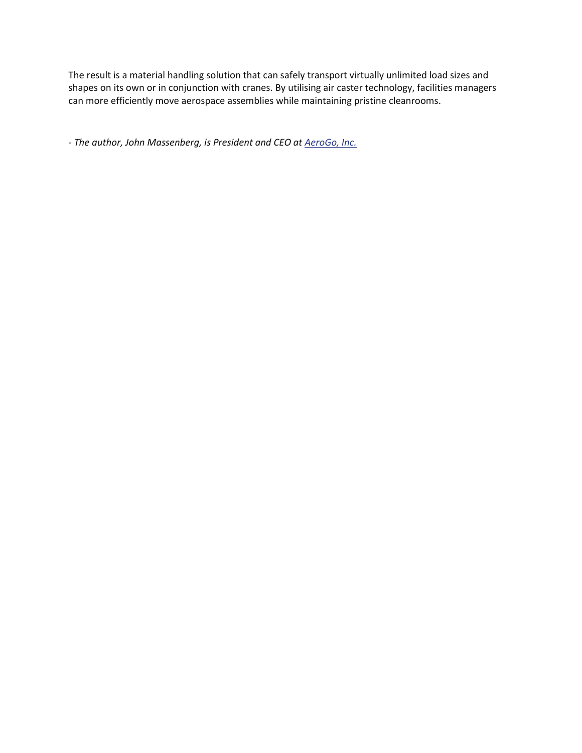The result is a material handling solution that can safely transport virtually unlimited load sizes and shapes on its own or in conjunction with cranes. By utilising air caster technology, facilities managers can more efficiently move aerospace assemblies while maintaining pristine cleanrooms.

- *The author, John Massenberg, is President and CEO at AeroGo, Inc.*